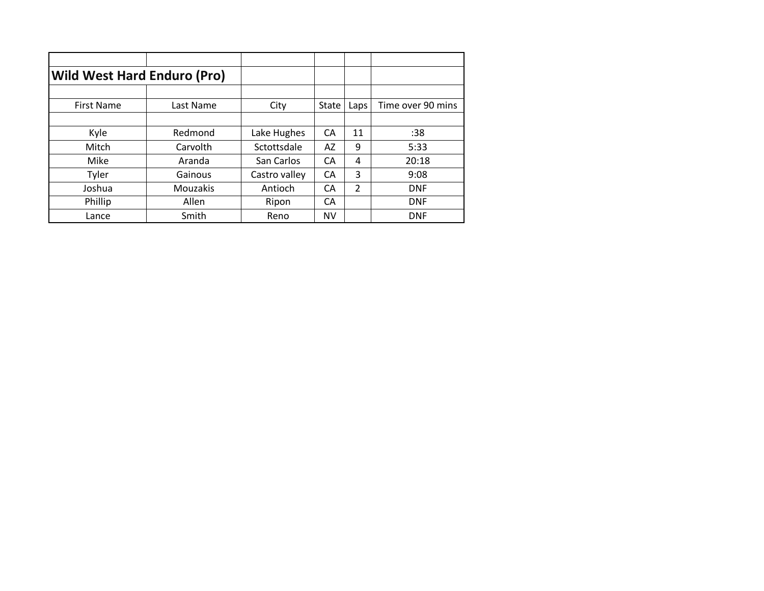## Wild West Hard Enduro (Pro)

| First Name | Last Name | City | State | Laps | Time over 90 mins |
|---|---|---|---|---|---|
| Kyle | Redmond | Lake Hughes | CA | 11 | :38 |
| Mitch | Carvolth | Sctottsdale | AZ | 9 | 5:33 |
| Mike | Aranda | San Carlos | CA | 4 | 20:18 |
| Tyler | Gainous | Castro valley | CA | 3 | 9:08 |
| Joshua | Mouzakis | Antioch | CA | 2 | DNF |
| Phillip | Allen | Ripon | CA | | DNF |
| Lance | Smith | Reno | NV | | DNF |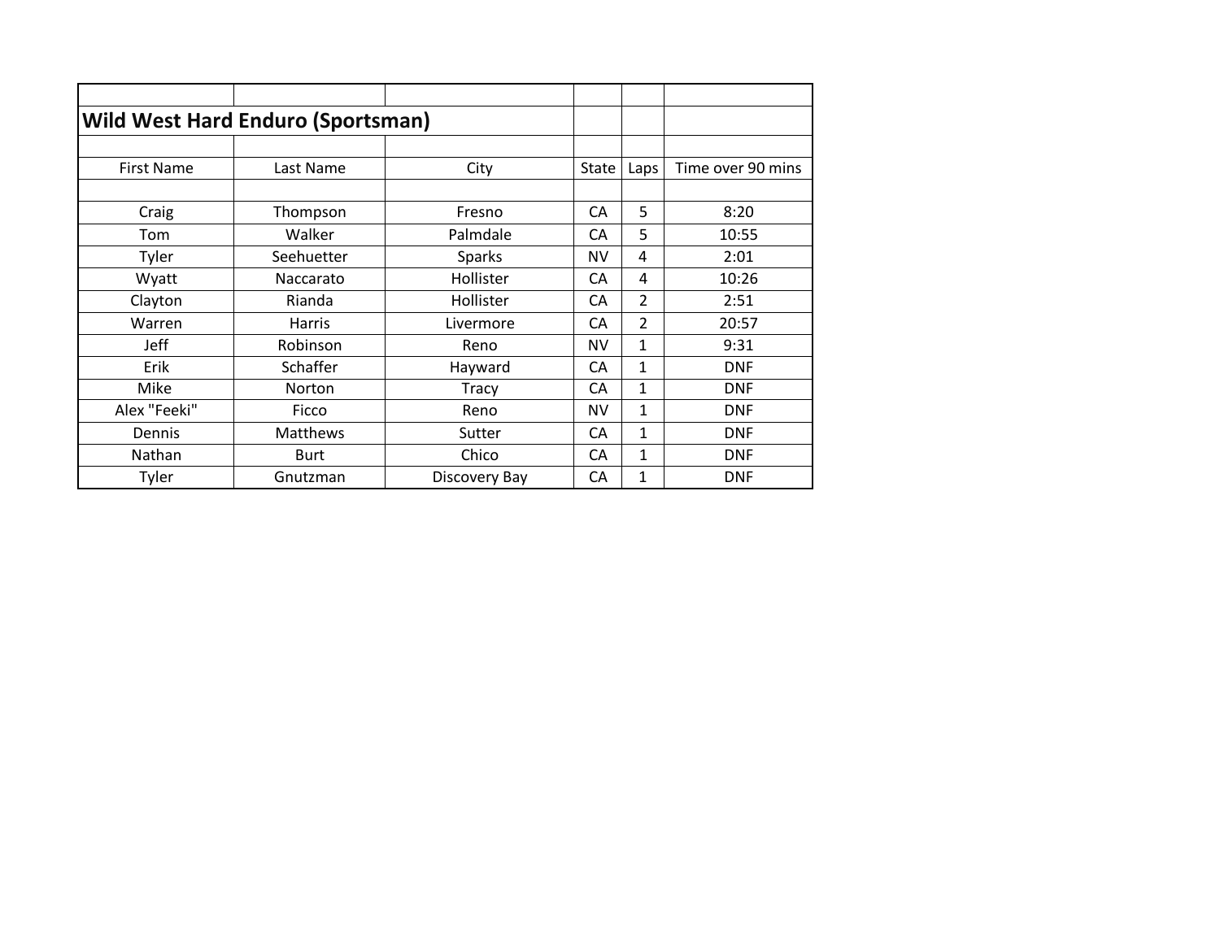## Wild West Hard Enduro (Sportsman)

| First Name | Last Name | City | State | Laps | Time over 90 mins |
|---|---|---|---|---|---|
| Craig | Thompson | Fresno | CA | 5 | 8:20 |
| Tom | Walker | Palmdale | CA | 5 | 10:55 |
| Tyler | Seehuetter | Sparks | NV | 4 | 2:01 |
| Wyatt | Naccarato | Hollister | CA | 4 | 10:26 |
| Clayton | Rianda | Hollister | CA | 2 | 2:51 |
| Warren | Harris | Livermore | CA | 2 | 20:57 |
| Jeff | Robinson | Reno | NV | 1 | 9:31 |
| Erik | Schaffer | Hayward | CA | 1 | DNF |
| Mike | Norton | Tracy | CA | 1 | DNF |
| Alex "Feeki" | Ficco | Reno | NV | 1 | DNF |
| Dennis | Matthews | Sutter | CA | 1 | DNF |
| Nathan | Burt | Chico | CA | 1 | DNF |
| Tyler | Gnutzman | Discovery Bay | CA | 1 | DNF |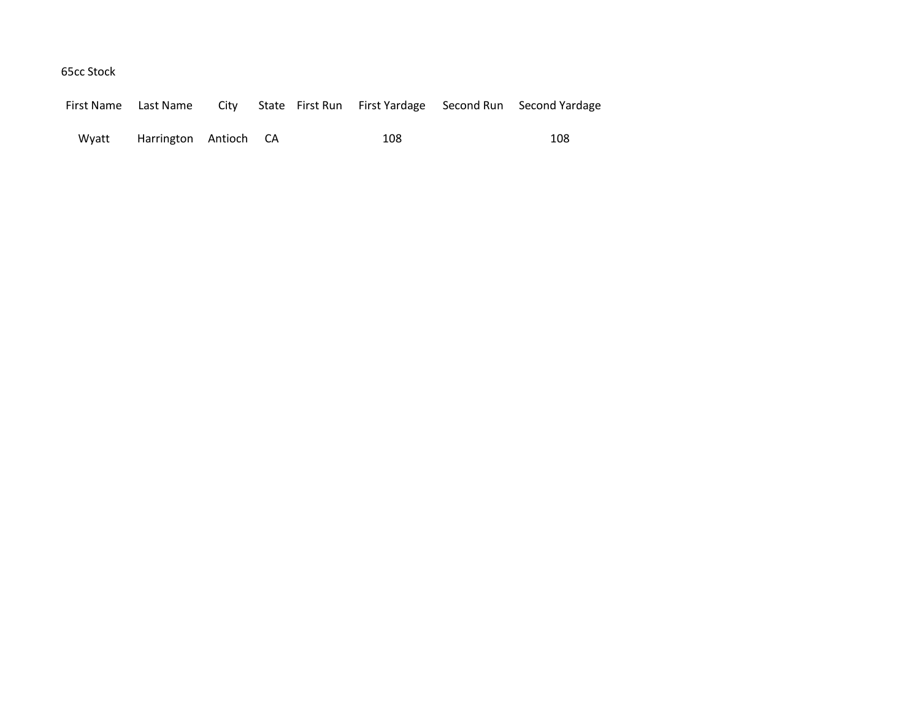65cc Stock

| First Name | Last Name | City | State | First Run | First Yardage | Second Run | Second Yardage |
|---|---|---|---|---|---|---|---|
| Wyatt | Harrington | Antioch | CA | | 108 | | 108 |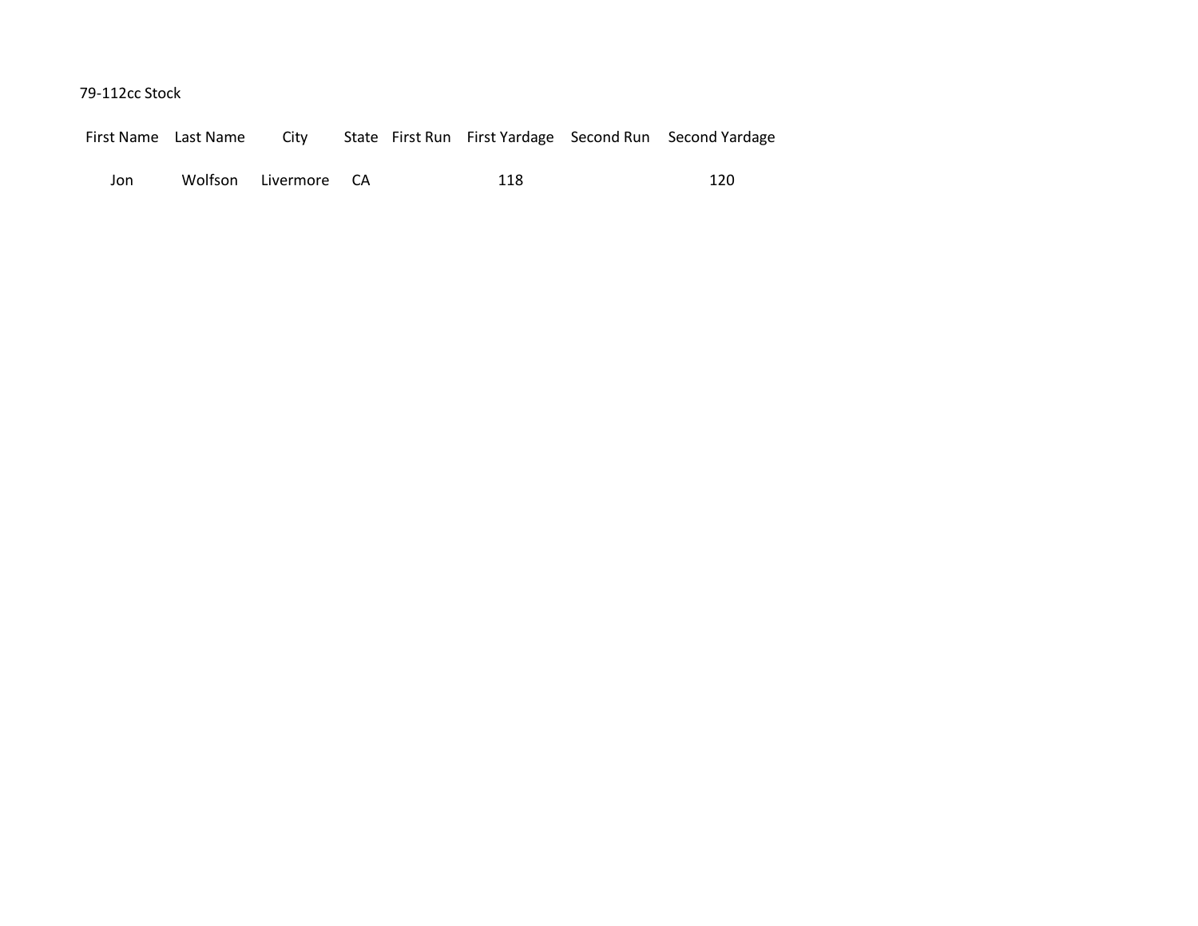79-112cc Stock

| First Name | Last Name | City | State | First Run | First Yardage | Second Run | Second Yardage |
|---|---|---|---|---|---|---|---|
| Jon | Wolfson | Livermore | CA | | 118 | | 120 |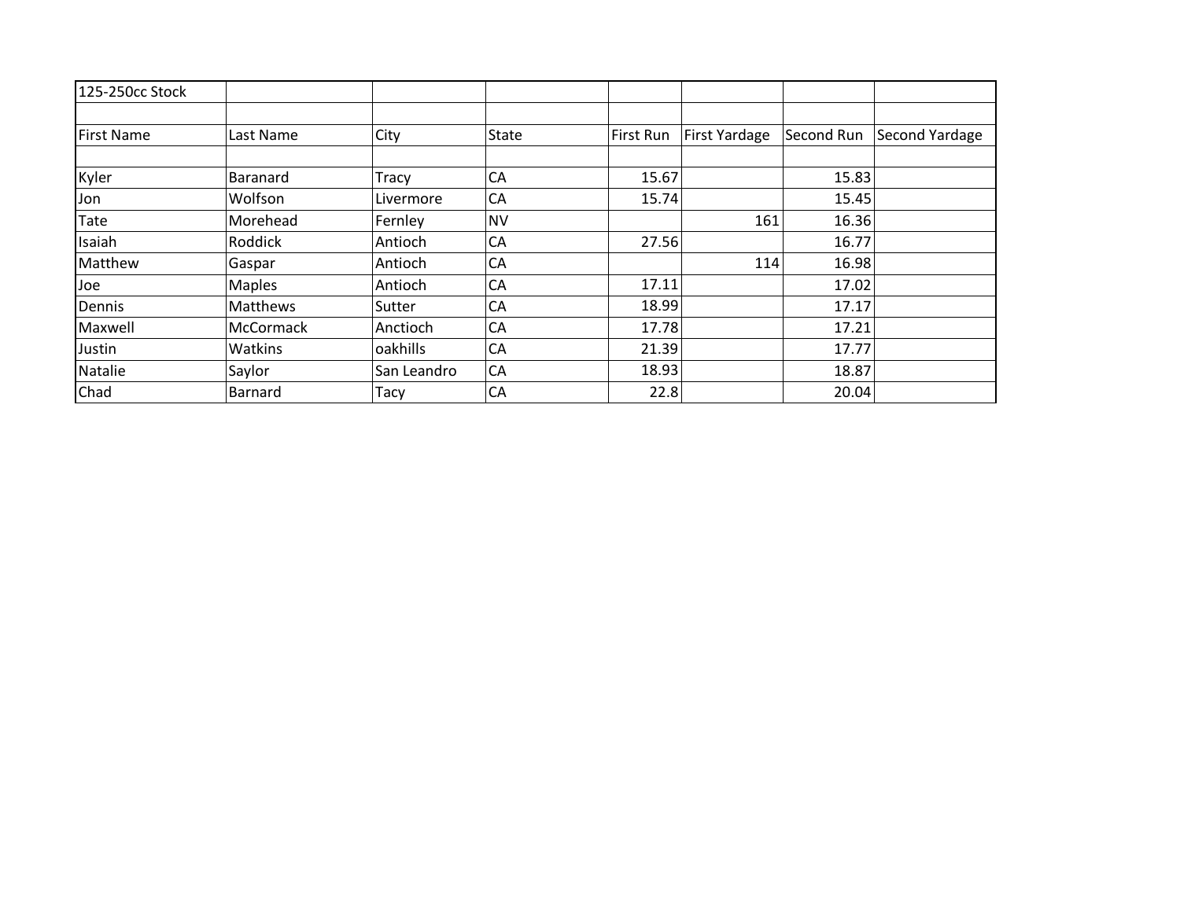| 125-250cc Stock | | | | | | | |
|---|---|---|---|---|---|---|---|
| | | | | | | | |
| First Name | Last Name | City | State | First Run | First Yardage | Second Run | Second Yardage |
| | | | | | | | |
| Kyler | Baranard | Tracy | CA | 15.67 | | 15.83 | |
| Jon | Wolfson | Livermore | CA | 15.74 | | 15.45 | |
| Tate | Morehead | Fernley | NV | | 161 | 16.36 | |
| Isaiah | Roddick | Antioch | CA | 27.56 | | 16.77 | |
| Matthew | Gaspar | Antioch | CA | | 114 | 16.98 | |
| Joe | Maples | Antioch | CA | 17.11 | | 17.02 | |
| Dennis | Matthews | Sutter | CA | 18.99 | | 17.17 | |
| Maxwell | McCormack | Anctioch | CA | 17.78 | | 17.21 | |
| Justin | Watkins | oakhills | CA | 21.39 | | 17.77 | |
| Natalie | Saylor | San Leandro | CA | 18.93 | | 18.87 | |
| Chad | Barnard | Tacy | CA | 22.8 | | 20.04 | |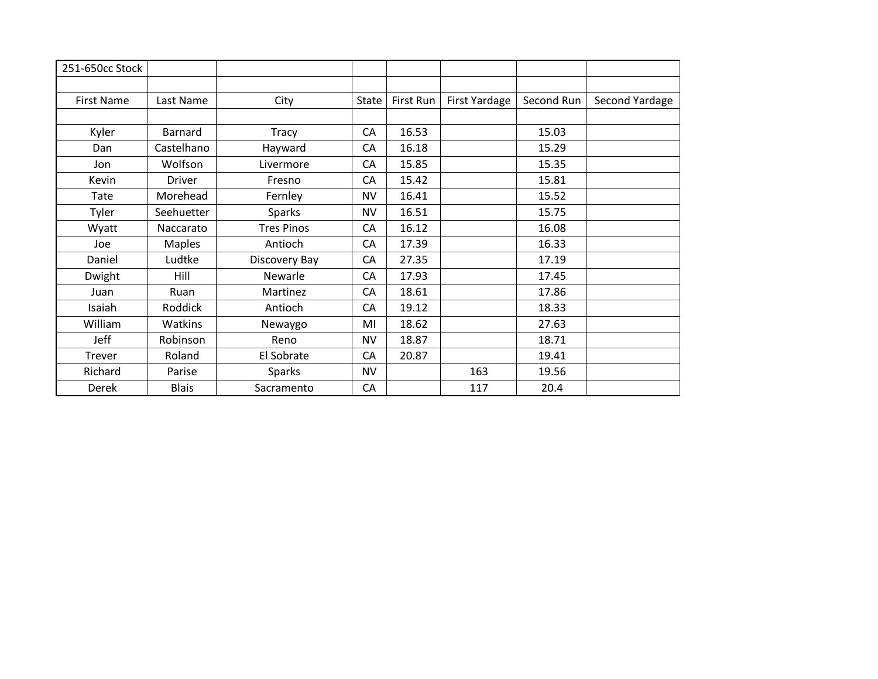| 251-650cc Stock | | | | | | | |
|---|---|---|---|---|---|---|---|
| | | | | | | | |
| First Name | Last Name | City | State | First Run | First Yardage | Second Run | Second Yardage |
| | | | | | | | |
| Kyler | Barnard | Tracy | CA | 16.53 | | 15.03 | |
| Dan | Castelhano | Hayward | CA | 16.18 | | 15.29 | |
| Jon | Wolfson | Livermore | CA | 15.85 | | 15.35 | |
| Kevin | Driver | Fresno | CA | 15.42 | | 15.81 | |
| Tate | Morehead | Fernley | NV | 16.41 | | 15.52 | |
| Tyler | Seehuetter | Sparks | NV | 16.51 | | 15.75 | |
| Wyatt | Naccarato | Tres Pinos | CA | 16.12 | | 16.08 | |
| Joe | Maples | Antioch | CA | 17.39 | | 16.33 | |
| Daniel | Ludtke | Discovery Bay | CA | 27.35 | | 17.19 | |
| Dwight | Hill | Newarle | CA | 17.93 | | 17.45 | |
| Juan | Ruan | Martinez | CA | 18.61 | | 17.86 | |
| Isaiah | Roddick | Antioch | CA | 19.12 | | 18.33 | |
| William | Watkins | Newaygo | MI | 18.62 | | 27.63 | |
| Jeff | Robinson | Reno | NV | 18.87 | | 18.71 | |
| Trever | Roland | El Sobrate | CA | 20.87 | | 19.41 | |
| Richard | Parise | Sparks | NV | | 163 | 19.56 | |
| Derek | Blais | Sacramento | CA | | 117 | 20.4 | |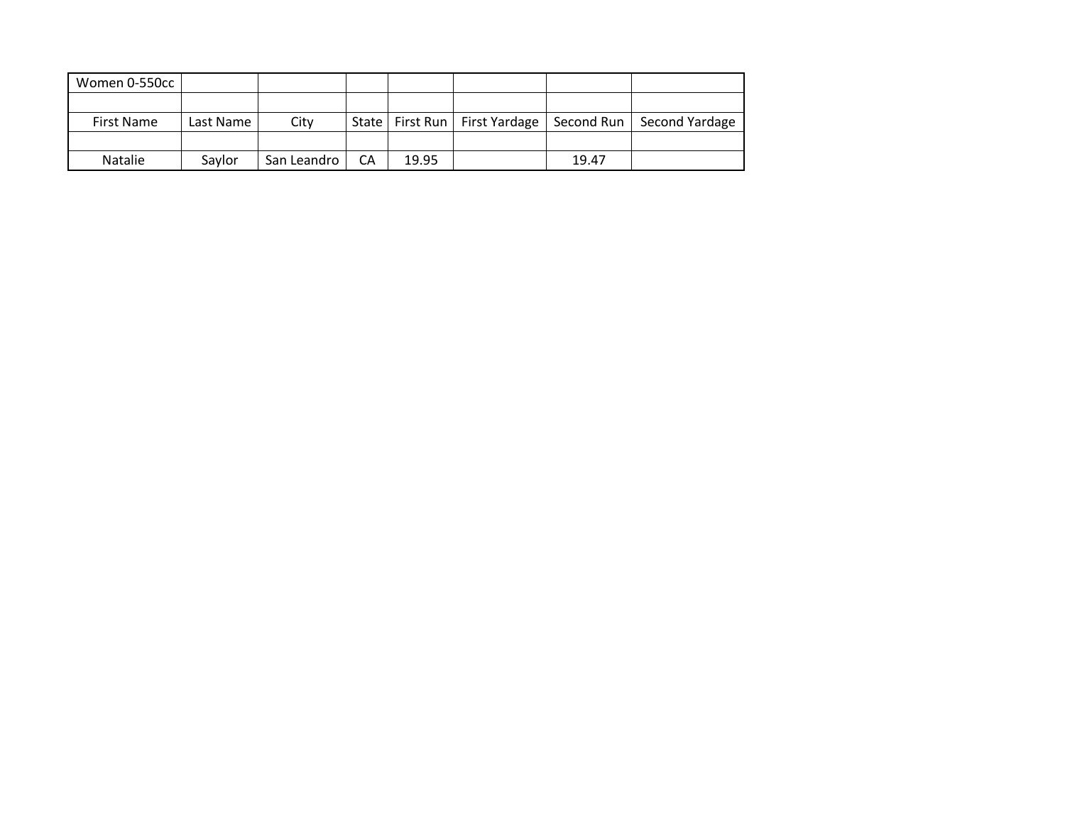| Women 0-550cc | | | | | | | |
|---|---|---|---|---|---|---|---|
| | | | | | | | |
| First Name | Last Name | City | State | First Run | First Yardage | Second Run | Second Yardage |
| | | | | | | | |
| Natalie | Saylor | San Leandro | CA | 19.95 | | 19.47 | |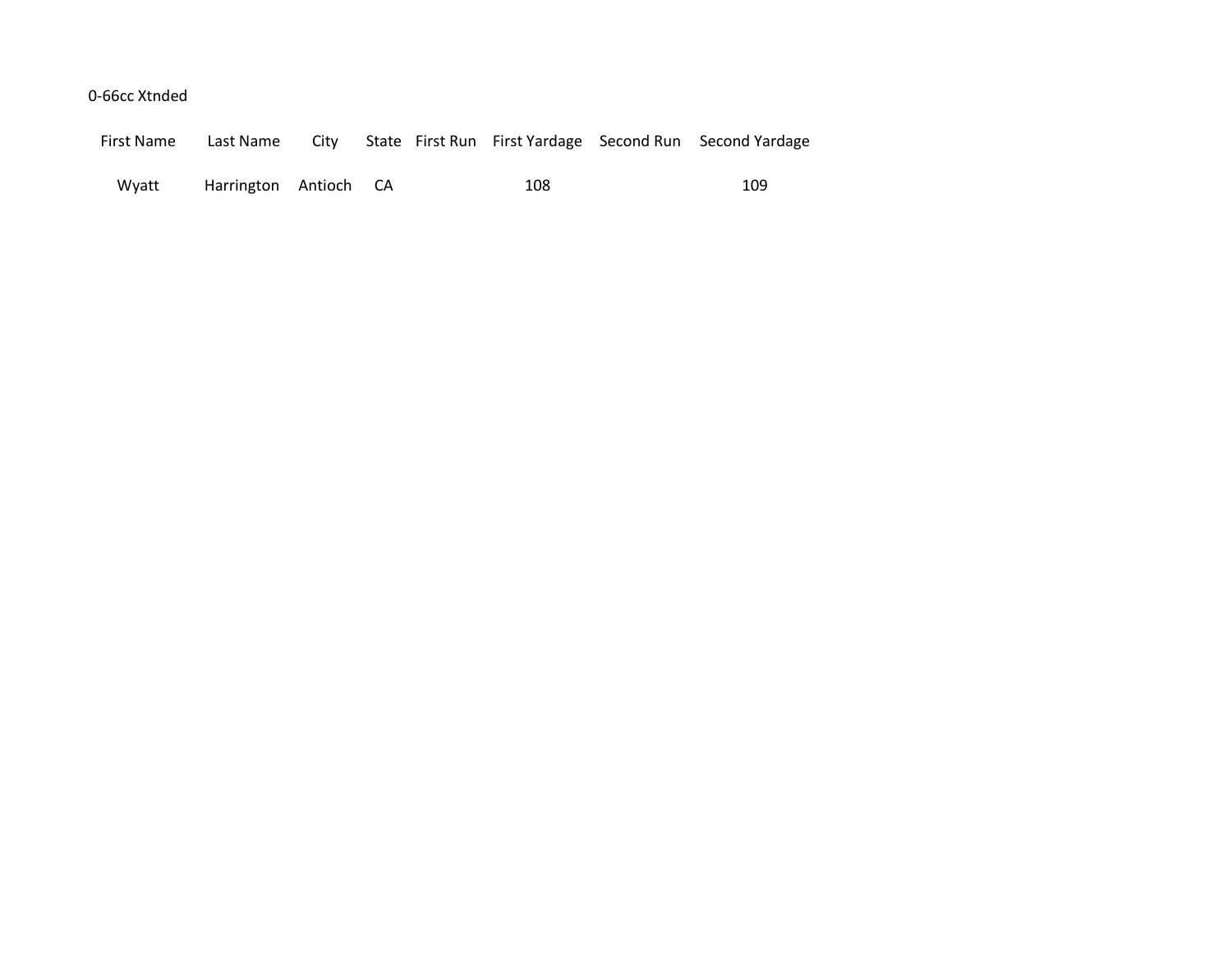0-66cc Xtnded

| First Name | Last Name | City | State | First Run | First Yardage | Second Run | Second Yardage |
|---|---|---|---|---|---|---|---|
| Wyatt | Harrington | Antioch | CA | | 108 | | 109 |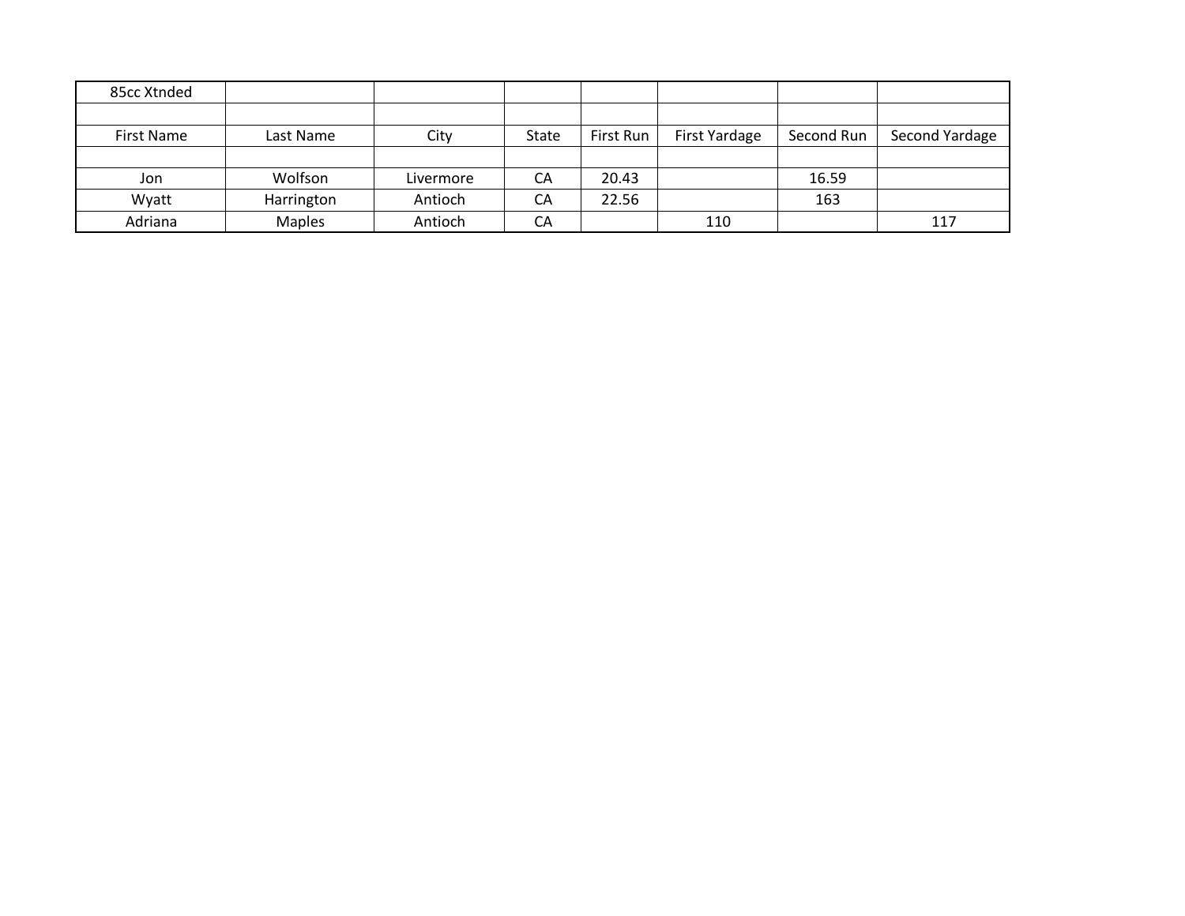| 85cc Xtnded | | | | | | | |
|---|---|---|---|---|---|---|---|
| | | | | | | | |
| First Name | Last Name | City | State | First Run | First Yardage | Second Run | Second Yardage |
| | | | | | | | |
| Jon | Wolfson | Livermore | CA | 20.43 | | 16.59 | |
| Wyatt | Harrington | Antioch | CA | 22.56 | | 163 | |
| Adriana | Maples | Antioch | CA | | 110 | | 117 |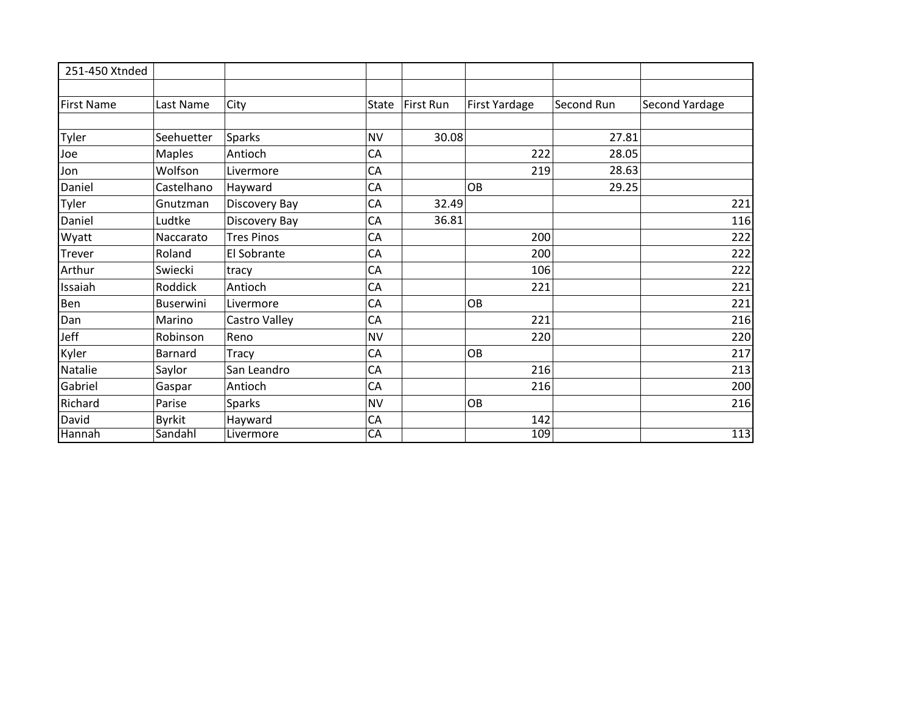| 251-450 Xtnded | | | | | | | |
|---|---|---|---|---|---|---|---|
| | | | | | | | |
| First Name | Last Name | City | State | First Run | First Yardage | Second Run | Second Yardage |
| | | | | | | | |
| Tyler | Seehuetter | Sparks | NV | 30.08 | | 27.81 | |
| Joe | Maples | Antioch | CA | | 222 | 28.05 | |
| Jon | Wolfson | Livermore | CA | | 219 | 28.63 | |
| Daniel | Castelhano | Hayward | CA | | OB | 29.25 | |
| Tyler | Gnutzman | Discovery Bay | CA | 32.49 | | | 221 |
| Daniel | Ludtke | Discovery Bay | CA | 36.81 | | | 116 |
| Wyatt | Naccarato | Tres Pinos | CA | | 200 | | 222 |
| Trever | Roland | El Sobrante | CA | | 200 | | 222 |
| Arthur | Swiecki | tracy | CA | | 106 | | 222 |
| Issaiah | Roddick | Antioch | CA | | 221 | | 221 |
| Ben | Buserwini | Livermore | CA | | OB | | 221 |
| Dan | Marino | Castro Valley | CA | | 221 | | 216 |
| Jeff | Robinson | Reno | NV | | 220 | | 220 |
| Kyler | Barnard | Tracy | CA | | OB | | 217 |
| Natalie | Saylor | San Leandro | CA | | 216 | | 213 |
| Gabriel | Gaspar | Antioch | CA | | 216 | | 200 |
| Richard | Parise | Sparks | NV | | OB | | 216 |
| David | Byrkit | Hayward | CA | | 142 | | |
| Hannah | Sandahl | Livermore | CA | | 109 | | 113 |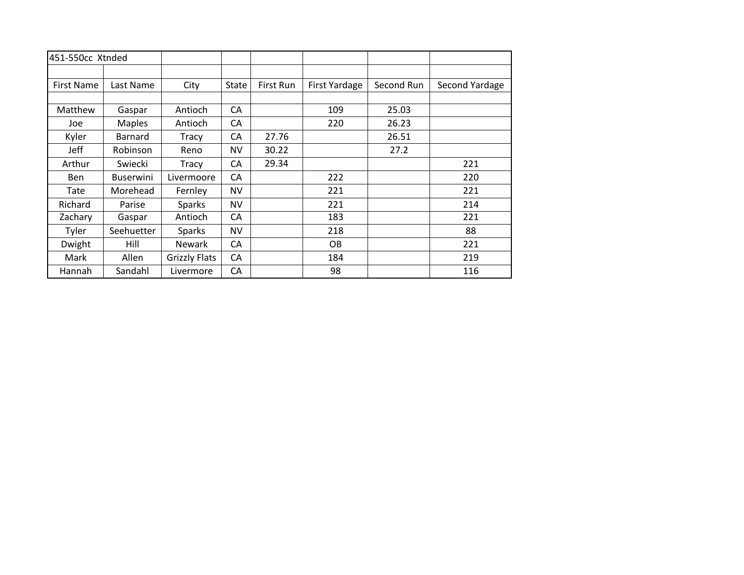451-550cc Xtnded

| First Name | Last Name | City | State | First Run | First Yardage | Second Run | Second Yardage |
|---|---|---|---|---|---|---|---|
| Matthew | Gaspar | Antioch | CA | | 109 | 25.03 | |
| Joe | Maples | Antioch | CA | | 220 | 26.23 | |
| Kyler | Barnard | Tracy | CA | 27.76 | | 26.51 | |
| Jeff | Robinson | Reno | NV | 30.22 | | 27.2 | |
| Arthur | Swiecki | Tracy | CA | 29.34 | | | 221 |
| Ben | Buserwini | Livermoore | CA | | 222 | | 220 |
| Tate | Morehead | Fernley | NV | | 221 | | 221 |
| Richard | Parise | Sparks | NV | | 221 | | 214 |
| Zachary | Gaspar | Antioch | CA | | 183 | | 221 |
| Tyler | Seehuetter | Sparks | NV | | 218 | | 88 |
| Dwight | Hill | Newark | CA | | OB | | 221 |
| Mark | Allen | Grizzly Flats | CA | | 184 | | 219 |
| Hannah | Sandahl | Livermore | CA | | 98 | | 116 |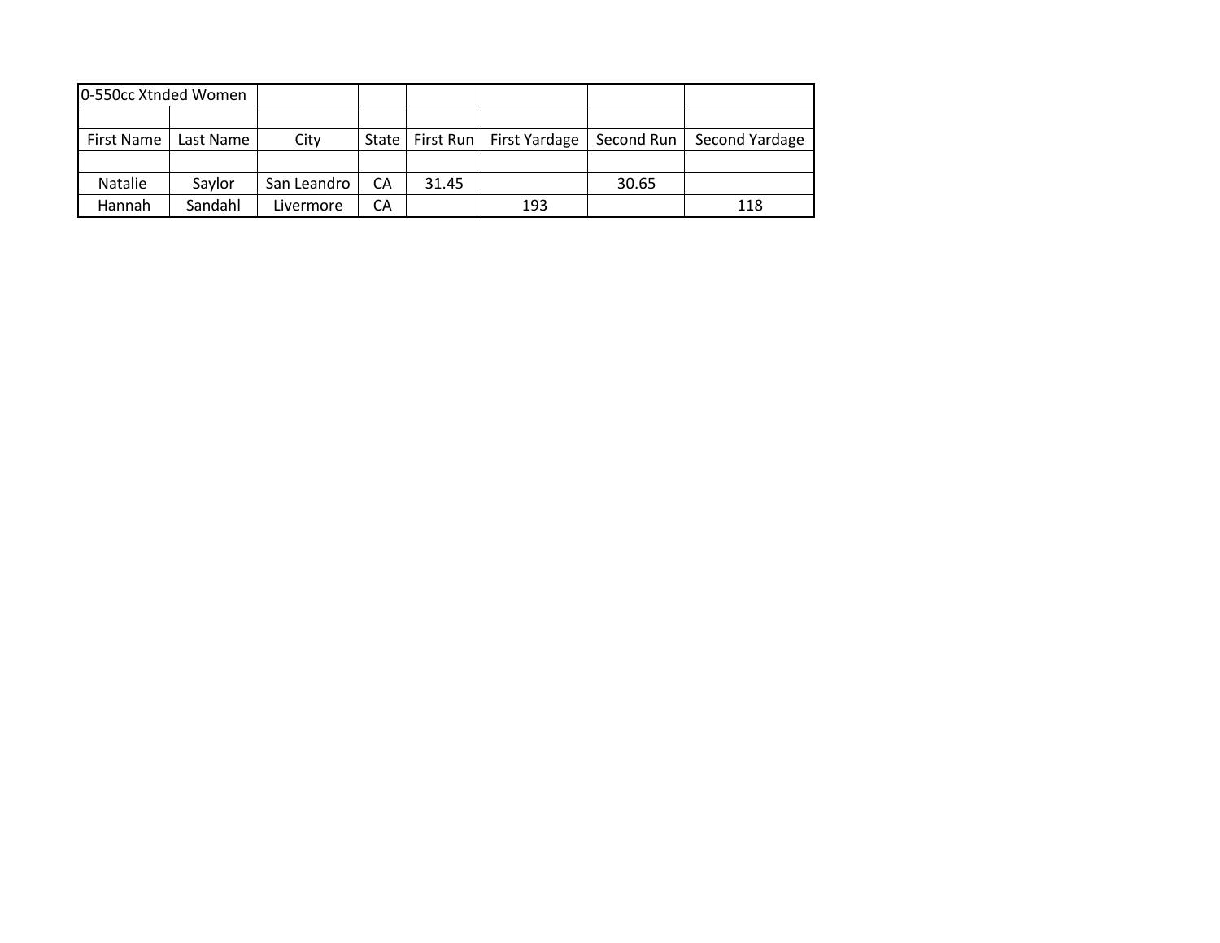| 0-550cc Xtnded Women | | | | | | | |
|---|---|---|---|---|---|---|---|
| | | | | | | | |
| First Name | Last Name | City | State | First Run | First Yardage | Second Run | Second Yardage |
| | | | | | | | |
| Natalie | Saylor | San Leandro | CA | 31.45 | | 30.65 | |
| Hannah | Sandahl | Livermore | CA | | 193 | | 118 |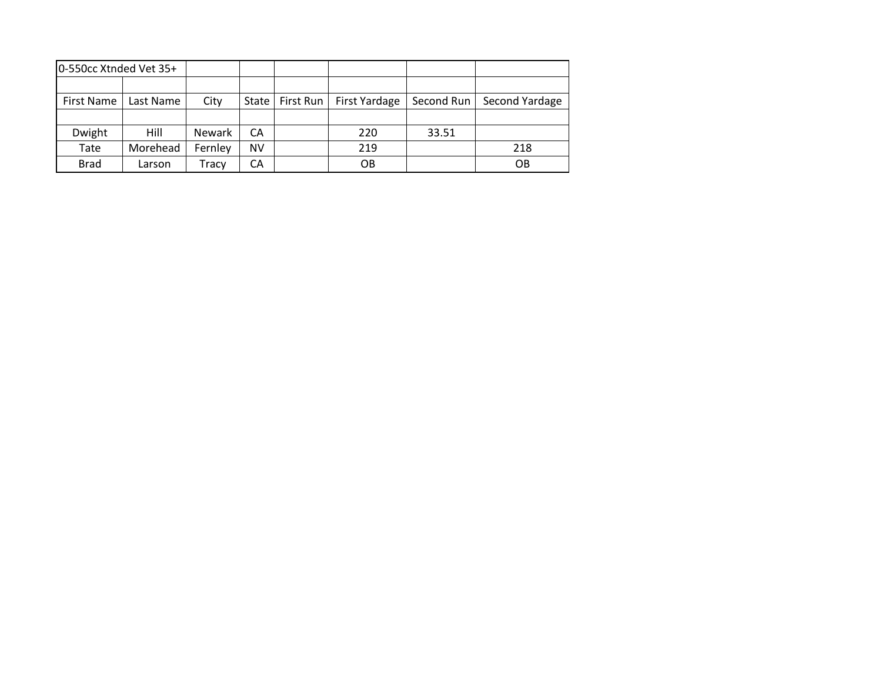| 0-550cc Xtnded Vet 35+ | | | | | | | |
|---|---|---|---|---|---|---|---|
| | | | | | | | |
| First Name | Last Name | City | State | First Run | First Yardage | Second Run | Second Yardage |
| | | | | | | | |
| Dwight | Hill | Newark | CA | | 220 | 33.51 | |
| Tate | Morehead | Fernley | NV | | 219 | | 218 |
| Brad | Larson | Tracy | CA | | OB | | OB |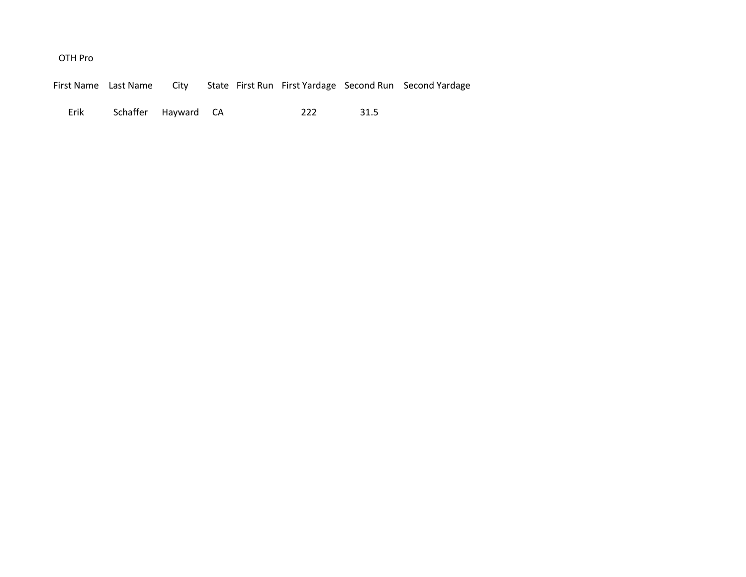OTH Pro

| First Name | Last Name | City | State | First Run | First Yardage | Second Run | Second Yardage |
|---|---|---|---|---|---|---|---|
| Erik | Schaffer | Hayward | CA | | 222 | 31.5 | |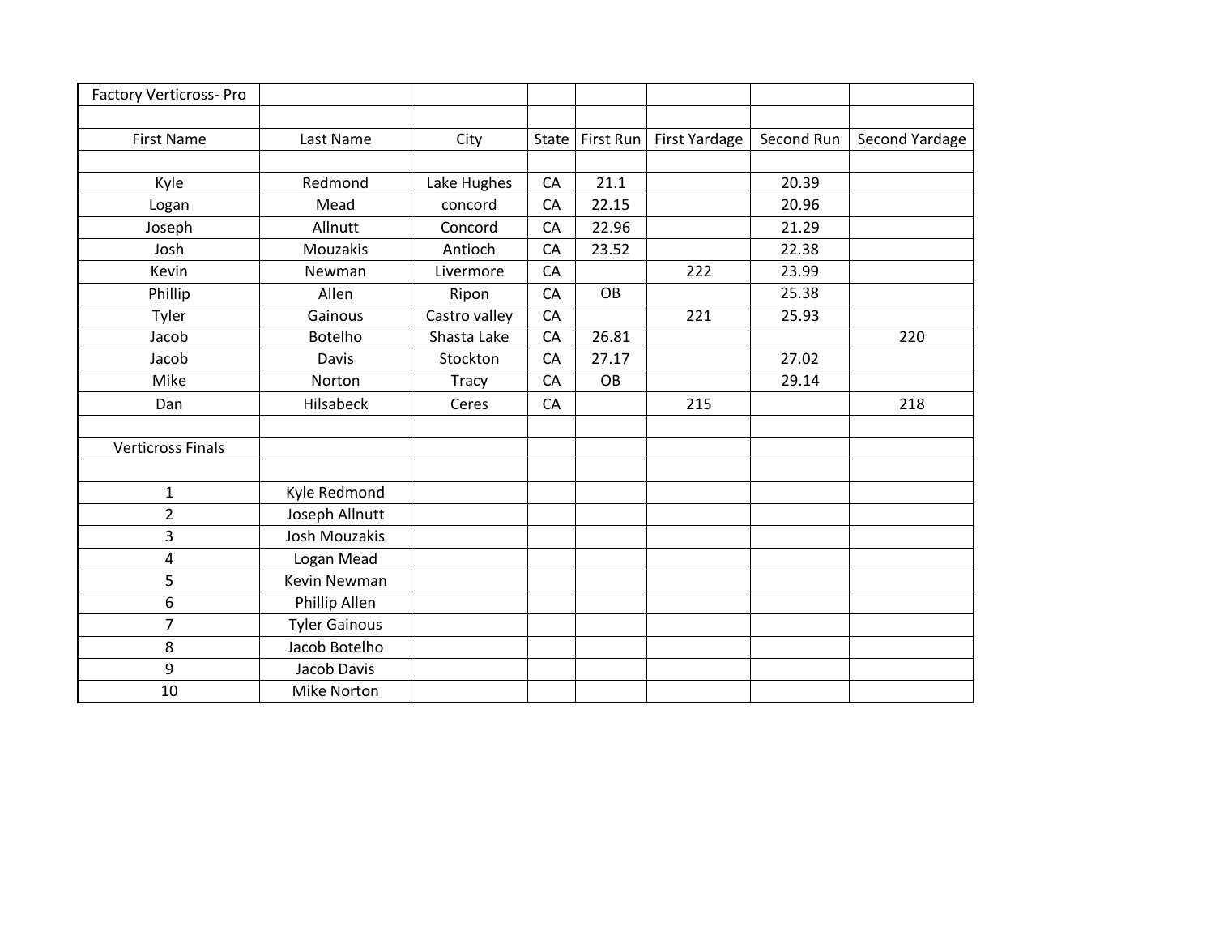| Factory Verticross- Pro | | | | | | | |
|---|---|---|---|---|---|---|---|
| | | | | | | | |
| First Name | Last Name | City | State | First Run | First Yardage | Second Run | Second Yardage |
| | | | | | | | |
| Kyle | Redmond | Lake Hughes | CA | 21.1 | | 20.39 | |
| Logan | Mead | concord | CA | 22.15 | | 20.96 | |
| Joseph | Allnutt | Concord | CA | 22.96 | | 21.29 | |
| Josh | Mouzakis | Antioch | CA | 23.52 | | 22.38 | |
| Kevin | Newman | Livermore | CA | | 222 | 23.99 | |
| Phillip | Allen | Ripon | CA | OB | | 25.38 | |
| Tyler | Gainous | Castro valley | CA | | 221 | 25.93 | |
| Jacob | Botelho | Shasta Lake | CA | 26.81 | | | 220 |
| Jacob | Davis | Stockton | CA | 27.17 | | 27.02 | |
| Mike | Norton | Tracy | CA | OB | | 29.14 | |
| Dan | Hilsabeck | Ceres | CA | | 215 | | 218 |
| | | | | | | | |
| Verticross Finals | | | | | | | |
| | | | | | | | |
| 1 | Kyle Redmond | | | | | | |
| 2 | Joseph Allnutt | | | | | | |
| 3 | Josh Mouzakis | | | | | | |
| 4 | Logan Mead | | | | | | |
| 5 | Kevin Newman | | | | | | |
| 6 | Phillip Allen | | | | | | |
| 7 | Tyler Gainous | | | | | | |
| 8 | Jacob Botelho | | | | | | |
| 9 | Jacob Davis | | | | | | |
| 10 | Mike Norton | | | | | | |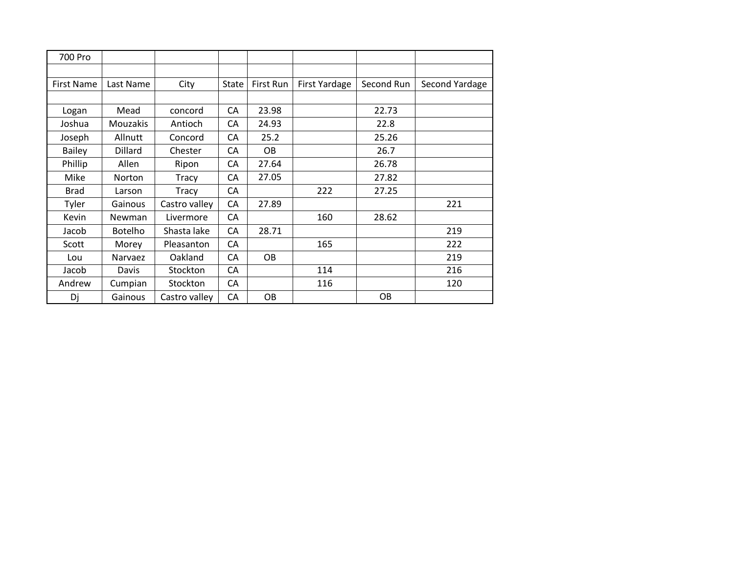| 700 Pro | | | | | | | |
|---|---|---|---|---|---|---|---|
| | | | | | | | |
| First Name | Last Name | City | State | First Run | First Yardage | Second Run | Second Yardage |
| | | | | | | | |
| Logan | Mead | concord | CA | 23.98 | | 22.73 | |
| Joshua | Mouzakis | Antioch | CA | 24.93 | | 22.8 | |
| Joseph | Allnutt | Concord | CA | 25.2 | | 25.26 | |
| Bailey | Dillard | Chester | CA | OB | | 26.7 | |
| Phillip | Allen | Ripon | CA | 27.64 | | 26.78 | |
| Mike | Norton | Tracy | CA | 27.05 | | 27.82 | |
| Brad | Larson | Tracy | CA | | 222 | 27.25 | |
| Tyler | Gainous | Castro valley | CA | 27.89 | | | 221 |
| Kevin | Newman | Livermore | CA | | 160 | 28.62 | |
| Jacob | Botelho | Shasta lake | CA | 28.71 | | | 219 |
| Scott | Morey | Pleasanton | CA | | 165 | | 222 |
| Lou | Narvaez | Oakland | CA | OB | | | 219 |
| Jacob | Davis | Stockton | CA | | 114 | | 216 |
| Andrew | Cumpian | Stockton | CA | | 116 | | 120 |
| Dj | Gainous | Castro valley | CA | OB | | OB | |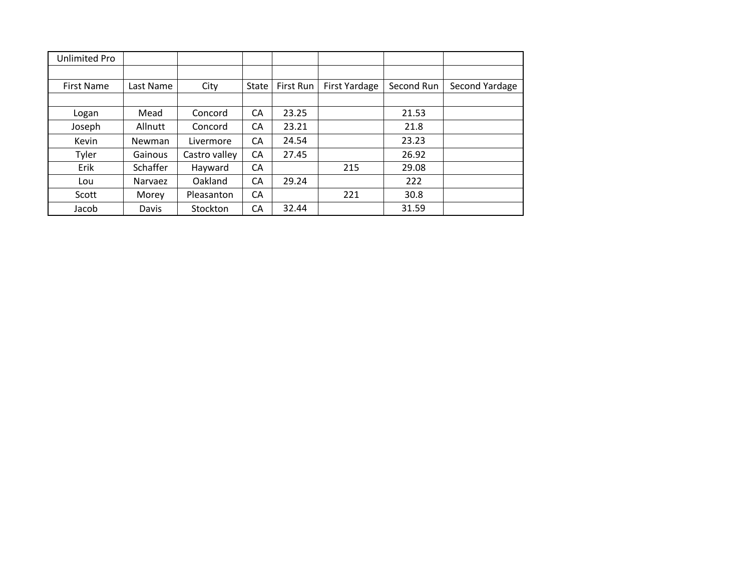| Unlimited Pro | | | | | | | |
|---|---|---|---|---|---|---|---|
| | | | | | | | |
| First Name | Last Name | City | State | First Run | First Yardage | Second Run | Second Yardage |
| | | | | | | | |
| Logan | Mead | Concord | CA | 23.25 | | 21.53 | |
| Joseph | Allnutt | Concord | CA | 23.21 | | 21.8 | |
| Kevin | Newman | Livermore | CA | 24.54 | | 23.23 | |
| Tyler | Gainous | Castro valley | CA | 27.45 | | 26.92 | |
| Erik | Schaffer | Hayward | CA | | 215 | 29.08 | |
| Lou | Narvaez | Oakland | CA | 29.24 | | 222 | |
| Scott | Morey | Pleasanton | CA | | 221 | 30.8 | |
| Jacob | Davis | Stockton | CA | 32.44 | | 31.59 | |